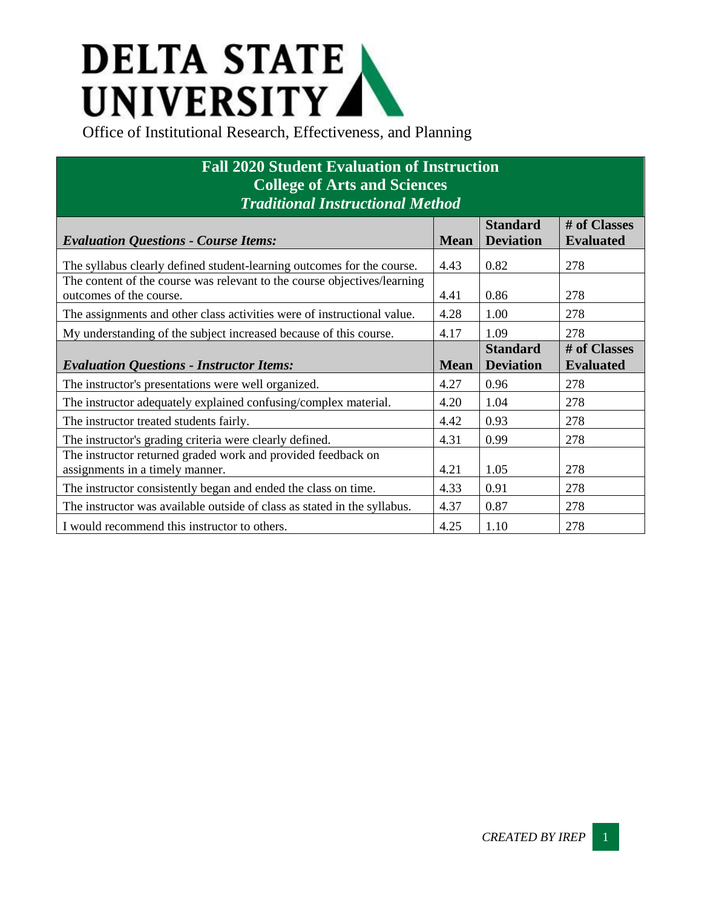# DELTA STATE UNIVERSITY

Office of Institutional Research, Effectiveness, and Planning

## Fall 2020 Student Evaluation of Instruction
## College of Arts and Sciences
## *Traditional Instructional Method*

| *Evaluation Questions - Course Items:* | Mean | Standard Deviation | # of Classes Evaluated |
|---|---|---|---|
| The syllabus clearly defined student-learning outcomes for the course. | 4.43 | 0.82 | 278 |
| The content of the course was relevant to the course objectives/learning outcomes of the course. | 4.41 | 0.86 | 278 |
| The assignments and other class activities were of instructional value. | 4.28 | 1.00 | 278 |
| My understanding of the subject increased because of this course. | 4.17 | 1.09 | 278 |
| ***Evaluation Questions - Instructor Items:*** | **Mean** | **Standard Deviation** | **# of Classes Evaluated** |
| The instructor's presentations were well organized. | 4.27 | 0.96 | 278 |
| The instructor adequately explained confusing/complex material. | 4.20 | 1.04 | 278 |
| The instructor treated students fairly. | 4.42 | 0.93 | 278 |
| The instructor's grading criteria were clearly defined. | 4.31 | 0.99 | 278 |
| The instructor returned graded work and provided feedback on assignments in a timely manner. | 4.21 | 1.05 | 278 |
| The instructor consistently began and ended the class on time. | 4.33 | 0.91 | 278 |
| The instructor was available outside of class as stated in the syllabus. | 4.37 | 0.87 | 278 |
| I would recommend this instructor to others. | 4.25 | 1.10 | 278 |

*CREATED BY IREP*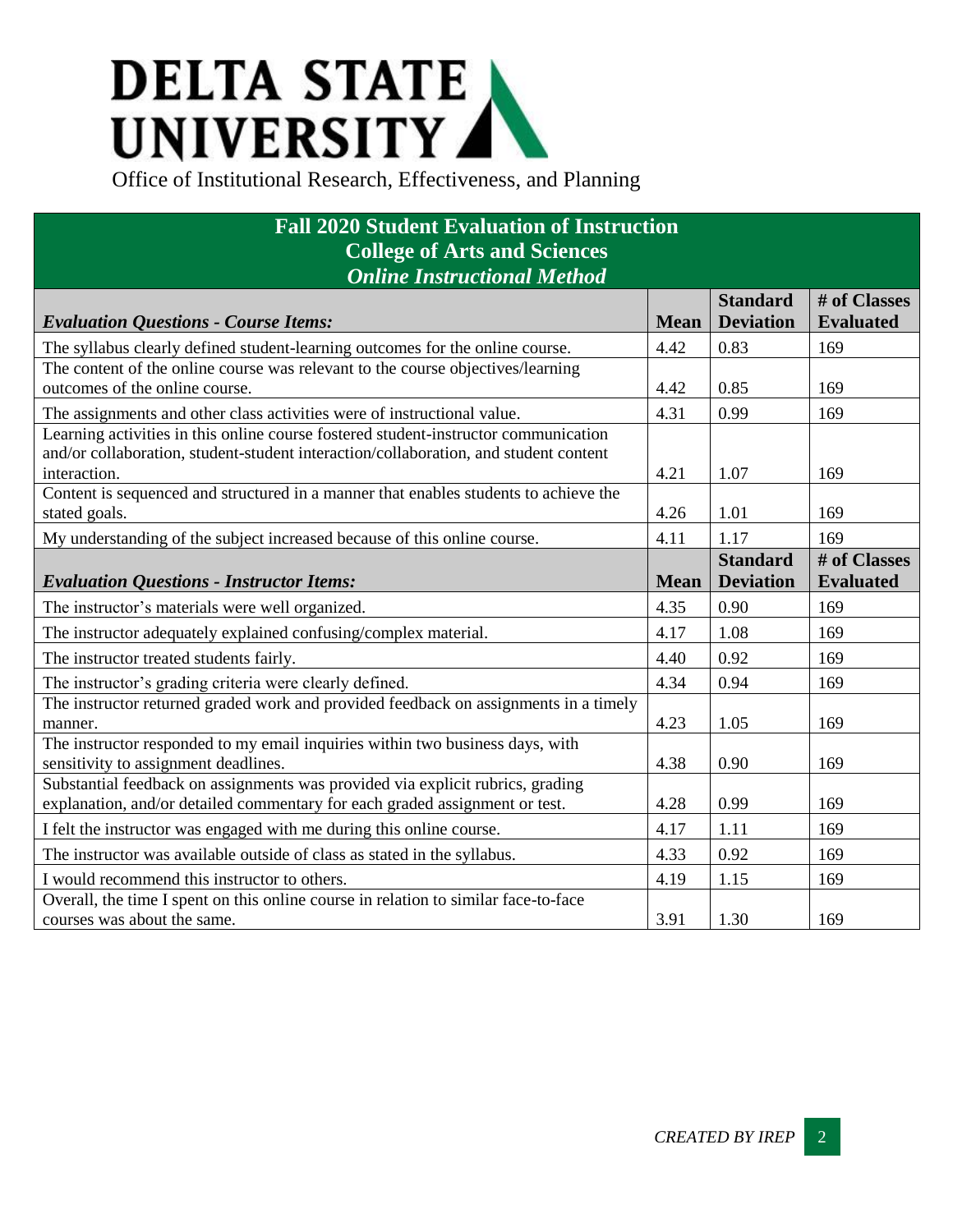# DELTA STATE UNIVERSITY

Office of Institutional Research, Effectiveness, and Planning

## Fall 2020 Student Evaluation of Instruction
## College of Arts and Sciences
## *Online Instructional Method*

| *Evaluation Questions - Course Items:* | Mean | Standard Deviation | # of Classes Evaluated |
|---|---|---|---|
| The syllabus clearly defined student-learning outcomes for the online course. | 4.42 | 0.83 | 169 |
| The content of the online course was relevant to the course objectives/learning outcomes of the online course. | 4.42 | 0.85 | 169 |
| The assignments and other class activities were of instructional value. | 4.31 | 0.99 | 169 |
| Learning activities in this online course fostered student-instructor communication and/or collaboration, student-student interaction/collaboration, and student content interaction. | 4.21 | 1.07 | 169 |
| Content is sequenced and structured in a manner that enables students to achieve the stated goals. | 4.26 | 1.01 | 169 |
| My understanding of the subject increased because of this online course. | 4.11 | 1.17 | 169 |
| ***Evaluation Questions - Instructor Items:*** | **Mean** | **Standard Deviation** | **# of Classes Evaluated** |
| The instructor's materials were well organized. | 4.35 | 0.90 | 169 |
| The instructor adequately explained confusing/complex material. | 4.17 | 1.08 | 169 |
| The instructor treated students fairly. | 4.40 | 0.92 | 169 |
| The instructor's grading criteria were clearly defined. | 4.34 | 0.94 | 169 |
| The instructor returned graded work and provided feedback on assignments in a timely manner. | 4.23 | 1.05 | 169 |
| The instructor responded to my email inquiries within two business days, with sensitivity to assignment deadlines. | 4.38 | 0.90 | 169 |
| Substantial feedback on assignments was provided via explicit rubrics, grading explanation, and/or detailed commentary for each graded assignment or test. | 4.28 | 0.99 | 169 |
| I felt the instructor was engaged with me during this online course. | 4.17 | 1.11 | 169 |
| The instructor was available outside of class as stated in the syllabus. | 4.33 | 0.92 | 169 |
| I would recommend this instructor to others. | 4.19 | 1.15 | 169 |
| Overall, the time I spent on this online course in relation to similar face-to-face courses was about the same. | 3.91 | 1.30 | 169 |

*CREATED BY IREP*